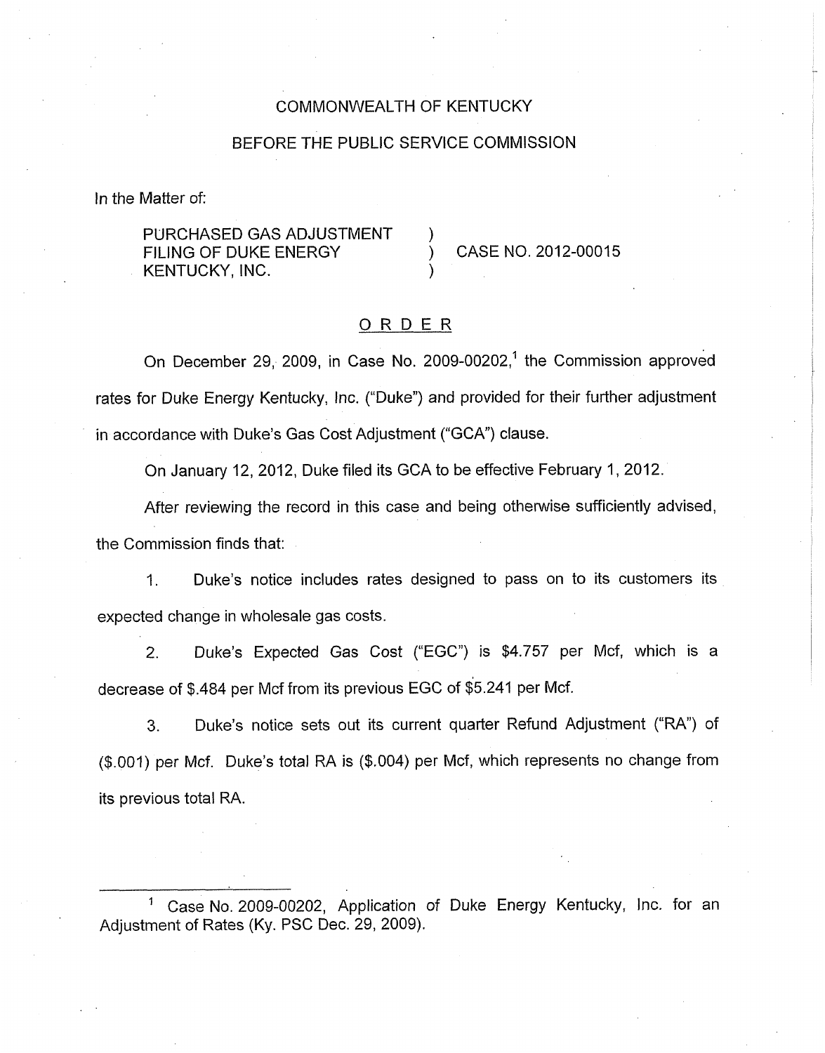COMMONWEALTH OF KENTUCKY

BEFORE THE PUBLIC SERVICE COMMISSION

In the Matter of:

PURCHASED GAS ADJUSTMENT FILING OF DUKE ENERGY KENTUCKY, INC. ) CASE NO. 2012-00015

## ORDER

On December 29, 2009, in Case No. 2009-00202,[1] the Commission approved rates for Duke Energy Kentucky, Inc. ("Duke") and provided for their further adjustment in accordance with Duke's Gas Cost Adjustment ("GCA") clause.

On January 12, 2012, Duke filed its GCA to be effective February 1, 2012.

After reviewing the record in this case and being otherwise sufficiently advised, the Commission finds that:

1. Duke's notice includes rates designed to pass on to its customers its expected change in wholesale gas costs.

2. Duke's Expected Gas Cost ("EGC") is $4.757 per Mcf, which is a decrease of $.484 per Mcf from its previous EGC of $5.241 per Mcf.

3. Duke's notice sets out its current quarter Refund Adjustment ("RA") of ($.001) per Mcf. Duke's total RA is ($.004) per Mcf, which represents no change from its previous total RA.

---

[1] Case No. 2009-00202, Application of Duke Energy Kentucky, Inc. for an Adjustment of Rates (Ky. PSC Dec. 29, 2009).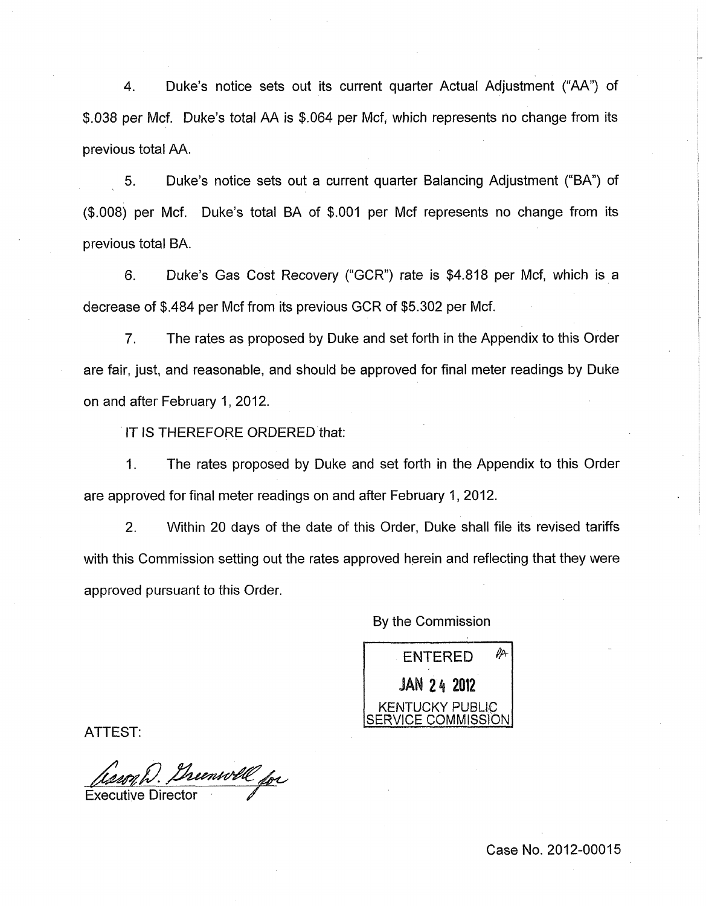4. Duke's notice sets out its current quarter Actual Adjustment ("AA") of $.038 per Mcf. Duke's total AA is $.064 per Mcf, which represents no change from its previous total AA.

5. Duke's notice sets out a current quarter Balancing Adjustment ("BA") of ($.008) per Mcf. Duke's total BA of $.001 per Mcf represents no change from its previous total BA.

6. Duke's Gas Cost Recovery ("GCR") rate is $4.818 per Mcf, which is a decrease of $.484 per Mcf from its previous GCR of $5.302 per Mcf.

7. The rates as proposed by Duke and set forth in the Appendix to this Order are fair, just, and reasonable, and should be approved for final meter readings by Duke on and after February 1, 2012.

IT IS THEREFORE ORDERED that:

1. The rates proposed by Duke and set forth in the Appendix to this Order are approved for final meter readings on and after February 1, 2012.

2. Within 20 days of the date of this Order, Duke shall file its revised tariffs with this Commission setting out the rates approved herein and reflecting that they were approved pursuant to this Order.

By the Commission

ENTERED
JAN 24 2012
KENTUCKY PUBLIC SERVICE COMMISSION

ATTEST:

Aaron D. Greenwell for
Executive Director

Case No. 2012-00015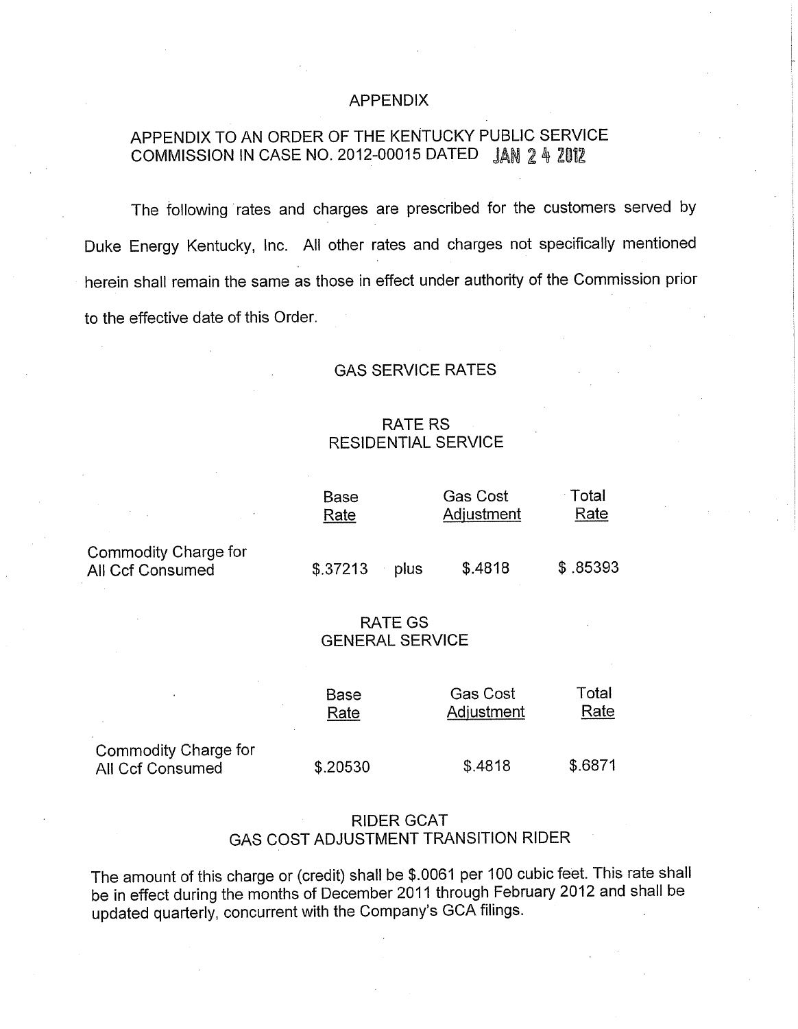# APPENDIX

## APPENDIX TO AN ORDER OF THE KENTUCKY PUBLIC SERVICE COMMISSION IN CASE NO. 2012-00015 DATED JAN 24 2012

The following rates and charges are prescribed for the customers served by Duke Energy Kentucky, Inc. All other rates and charges not specifically mentioned herein shall remain the same as those in effect under authority of the Commission prior to the effective date of this Order.

## GAS SERVICE RATES

### RATE RS
### RESIDENTIAL SERVICE

| | Base Rate | | Gas Cost Adjustment | Total Rate |
|---|---|---|---|---|
| Commodity Charge for All Ccf Consumed | $.37213 | plus | $.4818 | $ .85393 |

### RATE GS
### GENERAL SERVICE

| | Base Rate | Gas Cost Adjustment | Total Rate |
|---|---|---|---|
| Commodity Charge for All Ccf Consumed | $.20530 | $.4818 | $.6871 |

### RIDER GCAT
### GAS COST ADJUSTMENT TRANSITION RIDER

The amount of this charge or (credit) shall be $.0061 per 100 cubic feet. This rate shall be in effect during the months of December 2011 through February 2012 and shall be updated quarterly, concurrent with the Company's GCA filings.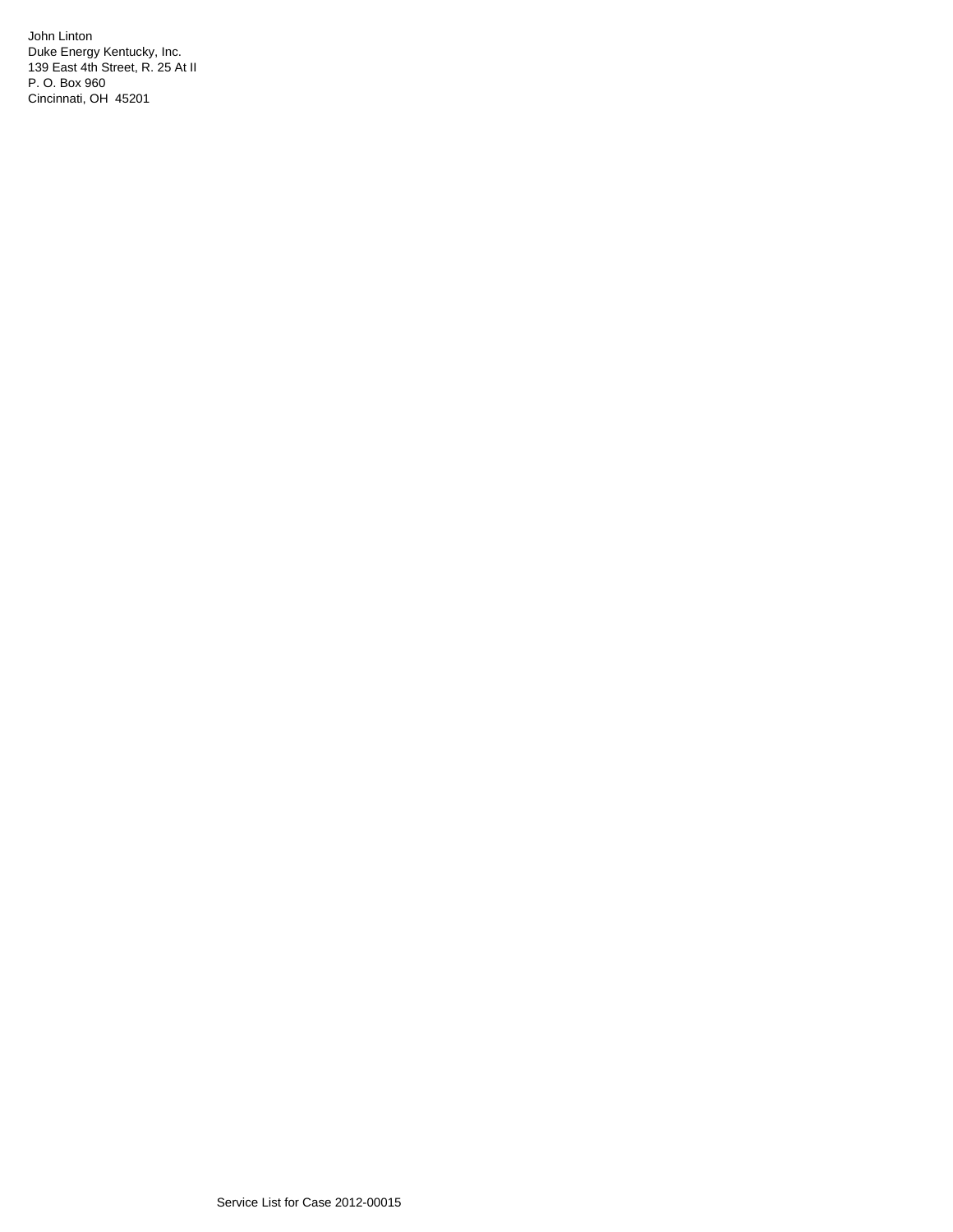John Linton
Duke Energy Kentucky, Inc.
139 East 4th Street, R. 25 At II
P. O. Box 960
Cincinnati, OH  45201